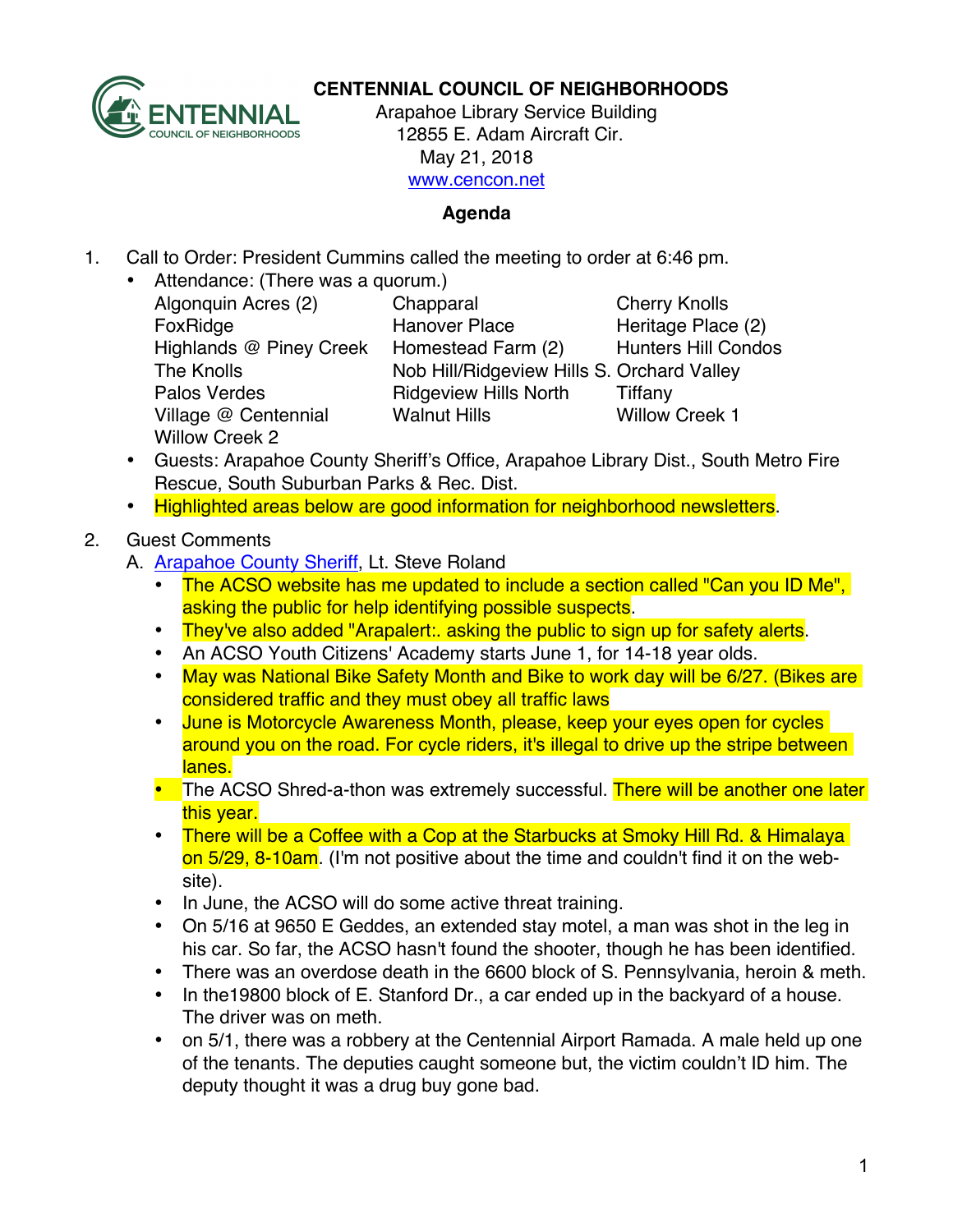# CENTENNIAL COUNCIL OF NEIGHBORHOODS

Arapahoe Library Service Building
12855 E. Adam Aircraft Cir.
May 21, 2018
www.cencon.net

**Agenda**

1. Call to Order: President Cummins called the meeting to order at 6:46 pm.
   - Attendance: (There was a quorum.)

| | | |
|---|---|---|
| Algonquin Acres (2) | Chapparal | Cherry Knolls |
| FoxRidge | Hanover Place | Heritage Place (2) |
| Highlands @ Piney Creek | Homestead Farm (2) | Hunters Hill Condos |
| The Knolls | Nob Hill/Ridgeview Hills S. | Orchard Valley |
| Palos Verdes | Ridgeview Hills North | Tiffany |
| Village @ Centennial | Walnut Hills | Willow Creek 1 |
| Willow Creek 2 | | |

   - Guests: Arapahoe County Sheriff's Office, Arapahoe Library Dist., South Metro Fire Rescue, South Suburban Parks & Rec. Dist.
   - Highlighted areas below are good information for neighborhood newsletters.

2. Guest Comments
   A. Arapahoe County Sheriff, Lt. Steve Roland
      - The ACSO website has me updated to include a section called "Can you ID Me", asking the public for help identifying possible suspects.
      - They've also added "Arapalert:. asking the public to sign up for safety alerts.
      - An ACSO Youth Citizens' Academy starts June 1, for 14-18 year olds.
      - May was National Bike Safety Month and Bike to work day will be 6/27. (Bikes are considered traffic and they must obey all traffic laws
      - June is Motorcycle Awareness Month, please, keep your eyes open for cycles around you on the road. For cycle riders, it's illegal to drive up the stripe between lanes.
      - The ACSO Shred-a-thon was extremely successful. There will be another one later this year.
      - There will be a Coffee with a Cop at the Starbucks at Smoky Hill Rd. & Himalaya on 5/29, 8-10am. (I'm not positive about the time and couldn't find it on the web-site).
      - In June, the ACSO will do some active threat training.
      - On 5/16 at 9650 E Geddes, an extended stay motel, a man was shot in the leg in his car. So far, the ACSO hasn't found the shooter, though he has been identified.
      - There was an overdose death in the 6600 block of S. Pennsylvania, heroin & meth.
      - In the19800 block of E. Stanford Dr., a car ended up in the backyard of a house. The driver was on meth.
      - on 5/1, there was a robbery at the Centennial Airport Ramada. A male held up one of the tenants. The deputies caught someone but, the victim couldn't ID him. The deputy thought it was a drug buy gone bad.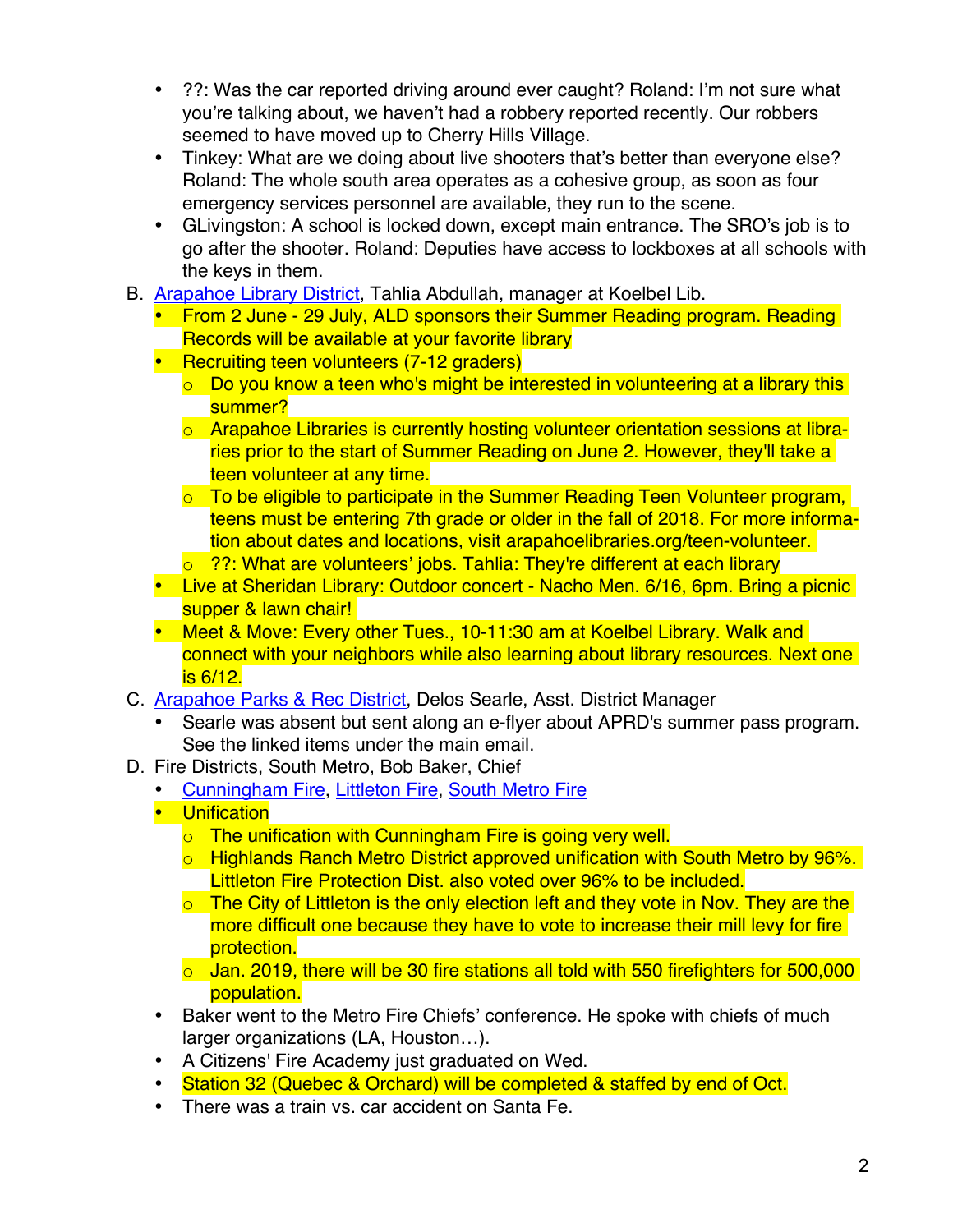- ??: Was the car reported driving around ever caught? Roland: I'm not sure what you're talking about, we haven't had a robbery reported recently. Our robbers seemed to have moved up to Cherry Hills Village.
- Tinkey: What are we doing about live shooters that's better than everyone else? Roland: The whole south area operates as a cohesive group, as soon as four emergency services personnel are available, they run to the scene.
- GLivingston: A school is locked down, except main entrance. The SRO's job is to go after the shooter. Roland: Deputies have access to lockboxes at all schools with the keys in them.

B. Arapahoe Library District, Tahlia Abdullah, manager at Koelbel Lib.
   - From 2 June - 29 July, ALD sponsors their Summer Reading program. Reading Records will be available at your favorite library
   - Recruiting teen volunteers (7-12 graders)
     - Do you know a teen who's might be interested in volunteering at a library this summer?
     - Arapahoe Libraries is currently hosting volunteer orientation sessions at libraries prior to the start of Summer Reading on June 2. However, they'll take a teen volunteer at any time.
     - To be eligible to participate in the Summer Reading Teen Volunteer program, teens must be entering 7th grade or older in the fall of 2018. For more information about dates and locations, visit arapahoelibraries.org/teen-volunteer.
     - ??: What are volunteers' jobs. Tahlia: They're different at each library
   - Live at Sheridan Library: Outdoor concert - Nacho Men. 6/16, 6pm. Bring a picnic supper & lawn chair!
   - Meet & Move: Every other Tues., 10-11:30 am at Koelbel Library. Walk and connect with your neighbors while also learning about library resources. Next one is 6/12.

C. Arapahoe Parks & Rec District, Delos Searle, Asst. District Manager
   - Searle was absent but sent along an e-flyer about APRD's summer pass program. See the linked items under the main email.

D. Fire Districts, South Metro, Bob Baker, Chief
   - Cunningham Fire, Littleton Fire, South Metro Fire
   - Unification
     - The unification with Cunningham Fire is going very well.
     - Highlands Ranch Metro District approved unification with South Metro by 96%. Littleton Fire Protection Dist. also voted over 96% to be included.
     - The City of Littleton is the only election left and they vote in Nov. They are the more difficult one because they have to vote to increase their mill levy for fire protection.
     - Jan. 2019, there will be 30 fire stations all told with 550 firefighters for 500,000 population.
   - Baker went to the Metro Fire Chiefs' conference. He spoke with chiefs of much larger organizations (LA, Houston…).
   - A Citizens' Fire Academy just graduated on Wed.
   - Station 32 (Quebec & Orchard) will be completed & staffed by end of Oct.
   - There was a train vs. car accident on Santa Fe.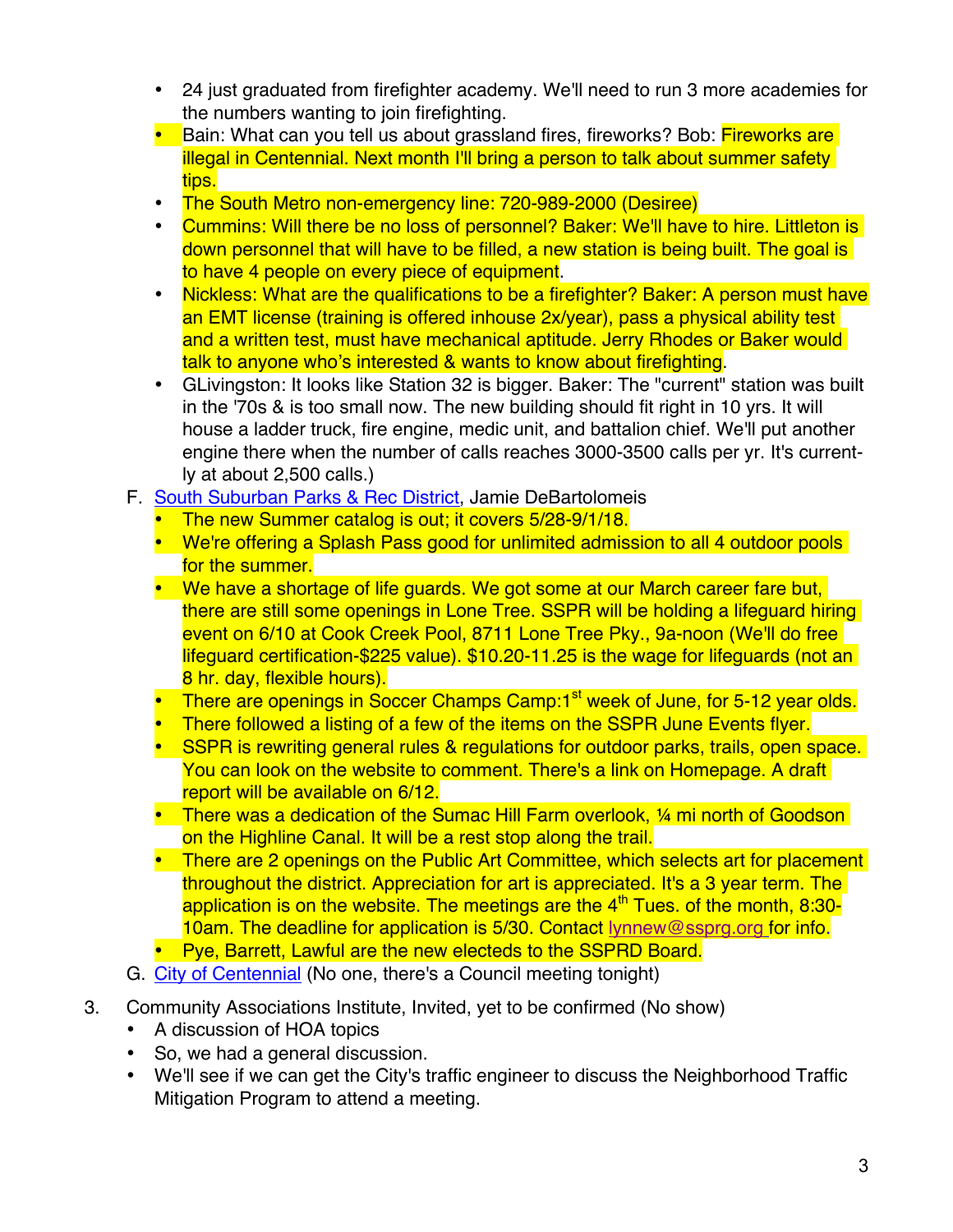- 24 just graduated from firefighter academy. We'll need to run 3 more academies for the numbers wanting to join firefighting.
- Bain: What can you tell us about grassland fires, fireworks? Bob: Fireworks are illegal in Centennial. Next month I'll bring a person to talk about summer safety tips.
- The South Metro non-emergency line: 720-989-2000 (Desiree)
- Cummins: Will there be no loss of personnel? Baker: We'll have to hire. Littleton is down personnel that will have to be filled, a new station is being built. The goal is to have 4 people on every piece of equipment.
- Nickless: What are the qualifications to be a firefighter? Baker: A person must have an EMT license (training is offered inhouse 2x/year), pass a physical ability test and a written test, must have mechanical aptitude. Jerry Rhodes or Baker would talk to anyone who's interested & wants to know about firefighting.
- GLivingston: It looks like Station 32 is bigger. Baker: The "current" station was built in the '70s & is too small now. The new building should fit right in 10 yrs. It will house a ladder truck, fire engine, medic unit, and battalion chief. We'll put another engine there when the number of calls reaches 3000-3500 calls per yr. It's currently at about 2,500 calls.)

F. South Suburban Parks & Rec District, Jamie DeBartolomeis
   - The new Summer catalog is out; it covers 5/28-9/1/18.
   - We're offering a Splash Pass good for unlimited admission to all 4 outdoor pools for the summer.
   - We have a shortage of life guards. We got some at our March career fare but, there are still some openings in Lone Tree. SSPR will be holding a lifeguard hiring event on 6/10 at Cook Creek Pool, 8711 Lone Tree Pky., 9a-noon (We'll do free lifeguard certification-$225 value). $10.20-11.25 is the wage for lifeguards (not an 8 hr. day, flexible hours).
   - There are openings in Soccer Champs Camp:1st week of June, for 5-12 year olds.
   - There followed a listing of a few of the items on the SSPR June Events flyer.
   - SSPR is rewriting general rules & regulations for outdoor parks, trails, open space. You can look on the website to comment. There's a link on Homepage. A draft report will be available on 6/12.
   - There was a dedication of the Sumac Hill Farm overlook, ¼ mi north of Goodson on the Highline Canal. It will be a rest stop along the trail.
   - There are 2 openings on the Public Art Committee, which selects art for placement throughout the district. Appreciation for art is appreciated. It's a 3 year term. The application is on the website. The meetings are the 4th Tues. of the month, 8:30-10am. The deadline for application is 5/30. Contact lynnew@ssprg.org for info.
   - Pye, Barrett, Lawful are the new electeds to the SSPRD Board.

G. City of Centennial (No one, there's a Council meeting tonight)

3. Community Associations Institute, Invited, yet to be confirmed (No show)
   - A discussion of HOA topics
   - So, we had a general discussion.
   - We'll see if we can get the City's traffic engineer to discuss the Neighborhood Traffic Mitigation Program to attend a meeting.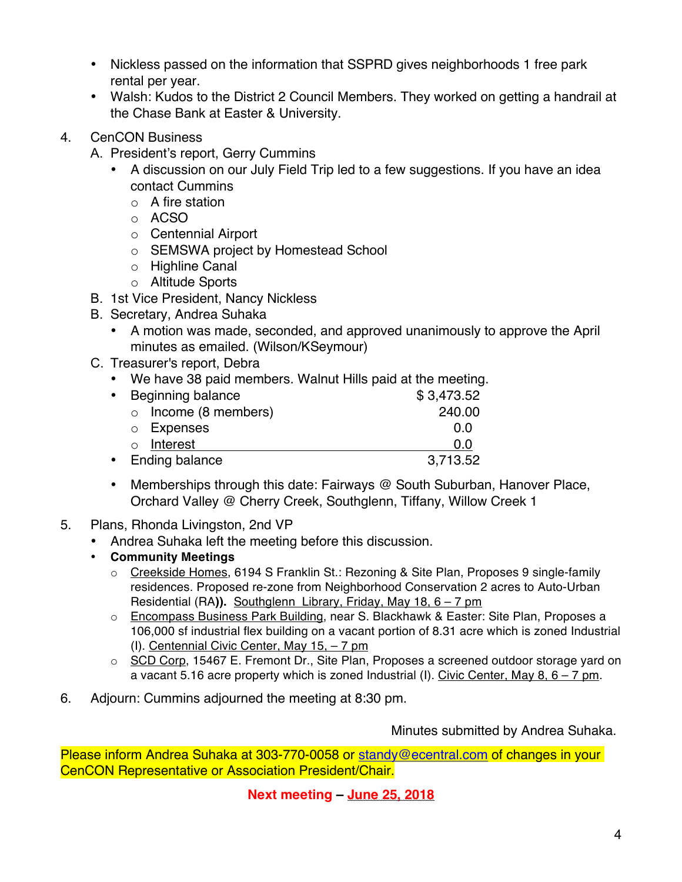- Nickless passed on the information that SSPRD gives neighborhoods 1 free park rental per year.
- Walsh: Kudos to the District 2 Council Members. They worked on getting a handrail at the Chase Bank at Easter & University.

4. CenCON Business
   A. President's report, Gerry Cummins
      - A discussion on our July Field Trip led to a few suggestions. If you have an idea contact Cummins
        - A fire station
        - ACSO
        - Centennial Airport
        - SEMSWA project by Homestead School
        - Highline Canal
        - Altitude Sports

   B. 1st Vice President, Nancy Nickless

   B. Secretary, Andrea Suhaka
      - A motion was made, seconded, and approved unanimously to approve the April minutes as emailed. (Wilson/KSeymour)

   C. Treasurer's report, Debra
      - We have 38 paid members. Walnut Hills paid at the meeting.

| | |
|---|---|
| Beginning balance | $ 3,473.52 |
| Income (8 members) | 240.00 |
| Expenses | 0.0 |
| Interest | 0.0 |
| Ending balance | 3,713.52 |

      - Memberships through this date: Fairways @ South Suburban, Hanover Place, Orchard Valley @ Cherry Creek, Southglenn, Tiffany, Willow Creek 1

5. Plans, Rhonda Livingston, 2nd VP
   - Andrea Suhaka left the meeting before this discussion.
   - **Community Meetings**
     - Creekside Homes, 6194 S Franklin St.: Rezoning & Site Plan, Proposes 9 single-family residences. Proposed re-zone from Neighborhood Conservation 2 acres to Auto-Urban Residential (RA**)).** Southglenn Library, Friday, May 18, 6 – 7 pm
     - Encompass Business Park Building, near S. Blackhawk & Easter: Site Plan, Proposes a 106,000 sf industrial flex building on a vacant portion of 8.31 acre which is zoned Industrial (I). Centennial Civic Center, May 15, – 7 pm
     - SCD Corp, 15467 E. Fremont Dr., Site Plan, Proposes a screened outdoor storage yard on a vacant 5.16 acre property which is zoned Industrial (I). Civic Center, May 8, 6 – 7 pm.

6. Adjourn: Cummins adjourned the meeting at 8:30 pm.

Minutes submitted by Andrea Suhaka.

Please inform Andrea Suhaka at 303-770-0058 or standy@ecentral.com of changes in your CenCON Representative or Association President/Chair.

**Next meeting – June 25, 2018**